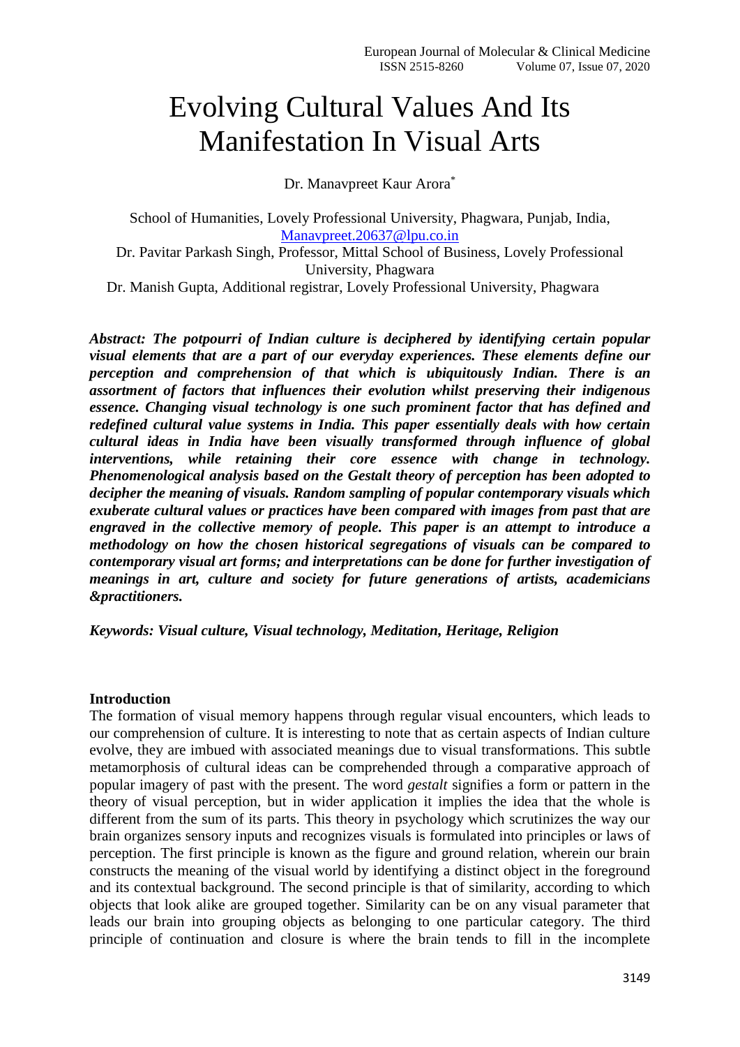# Evolving Cultural Values And Its Manifestation In Visual Arts

Dr. Manavpreet Kaur Arora[*]

School of Humanities, Lovely Professional University, Phagwara, Punjab, India, Manavpreet.20637@lpu.co.in

Dr. Pavitar Parkash Singh, Professor, Mittal School of Business, Lovely Professional University, Phagwara

Dr. Manish Gupta, Additional registrar, Lovely Professional University, Phagwara

***Abstract: The potpourri of Indian culture is deciphered by identifying certain popular visual elements that are a part of our everyday experiences. These elements define our perception and comprehension of that which is ubiquitously Indian. There is an assortment of factors that influences their evolution whilst preserving their indigenous essence. Changing visual technology is one such prominent factor that has defined and redefined cultural value systems in India. This paper essentially deals with how certain cultural ideas in India have been visually transformed through influence of global interventions, while retaining their core essence with change in technology. Phenomenological analysis based on the Gestalt theory of perception has been adopted to decipher the meaning of visuals. Random sampling of popular contemporary visuals which exuberate cultural values or practices have been compared with images from past that are engraved in the collective memory of people. This paper is an attempt to introduce a methodology on how the chosen historical segregations of visuals can be compared to contemporary visual art forms; and interpretations can be done for further investigation of meanings in art, culture and society for future generations of artists, academicians &practitioners.***

***Keywords: Visual culture, Visual technology, Meditation, Heritage, Religion***

## Introduction

The formation of visual memory happens through regular visual encounters, which leads to our comprehension of culture. It is interesting to note that as certain aspects of Indian culture evolve, they are imbued with associated meanings due to visual transformations. This subtle metamorphosis of cultural ideas can be comprehended through a comparative approach of popular imagery of past with the present. The word *gestalt* signifies a form or pattern in the theory of visual perception, but in wider application it implies the idea that the whole is different from the sum of its parts. This theory in psychology which scrutinizes the way our brain organizes sensory inputs and recognizes visuals is formulated into principles or laws of perception. The first principle is known as the figure and ground relation, wherein our brain constructs the meaning of the visual world by identifying a distinct object in the foreground and its contextual background. The second principle is that of similarity, according to which objects that look alike are grouped together. Similarity can be on any visual parameter that leads our brain into grouping objects as belonging to one particular category. The third principle of continuation and closure is where the brain tends to fill in the incomplete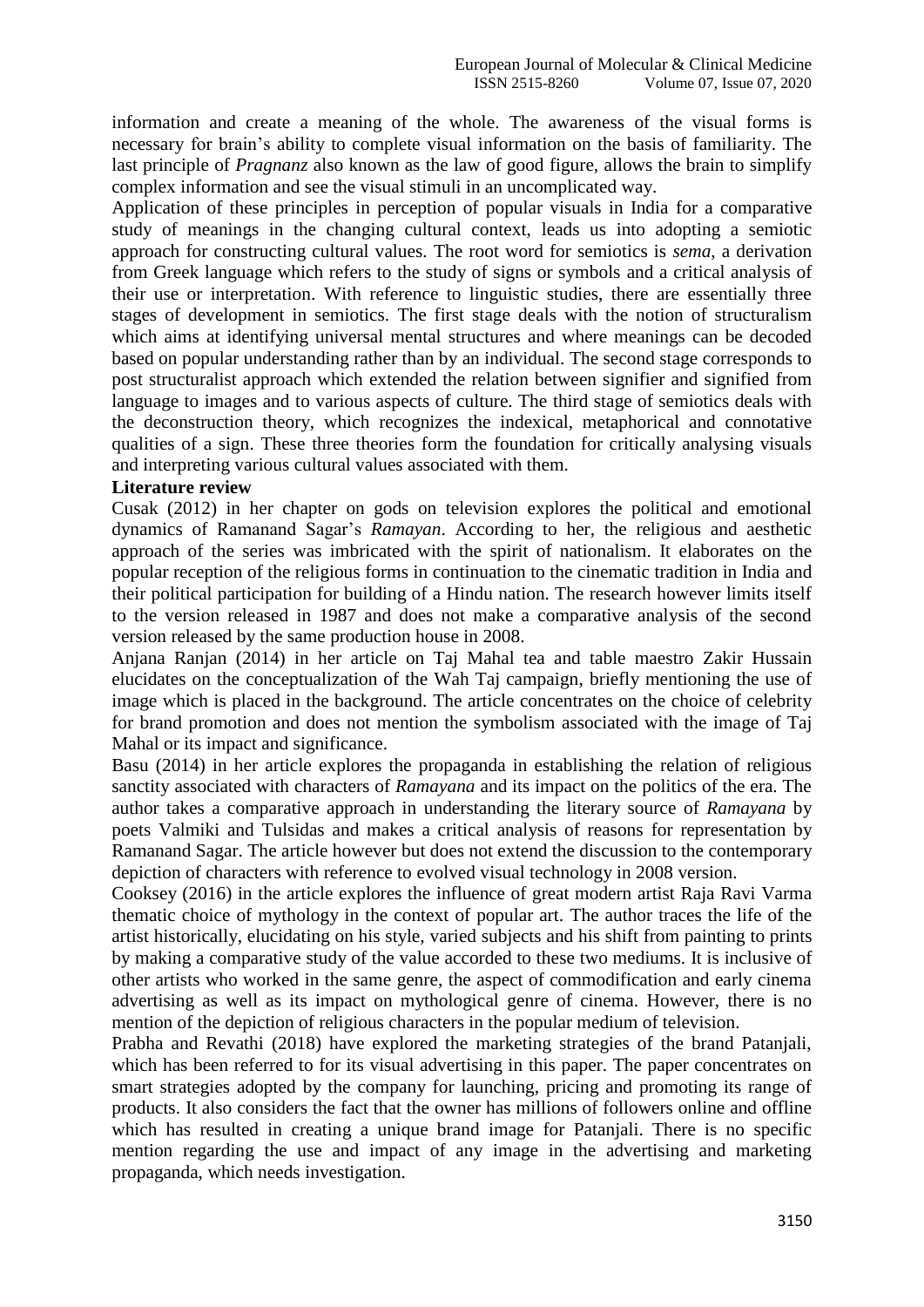information and create a meaning of the whole. The awareness of the visual forms is necessary for brain's ability to complete visual information on the basis of familiarity. The last principle of *Pragnanz* also known as the law of good figure, allows the brain to simplify complex information and see the visual stimuli in an uncomplicated way.

Application of these principles in perception of popular visuals in India for a comparative study of meanings in the changing cultural context, leads us into adopting a semiotic approach for constructing cultural values. The root word for semiotics is *sema*, a derivation from Greek language which refers to the study of signs or symbols and a critical analysis of their use or interpretation. With reference to linguistic studies, there are essentially three stages of development in semiotics. The first stage deals with the notion of structuralism which aims at identifying universal mental structures and where meanings can be decoded based on popular understanding rather than by an individual. The second stage corresponds to post structuralist approach which extended the relation between signifier and signified from language to images and to various aspects of culture. The third stage of semiotics deals with the deconstruction theory, which recognizes the indexical, metaphorical and connotative qualities of a sign. These three theories form the foundation for critically analysing visuals and interpreting various cultural values associated with them.

**Literature review**

Cusak (2012) in her chapter on gods on television explores the political and emotional dynamics of Ramanand Sagar's *Ramayan*. According to her, the religious and aesthetic approach of the series was imbricated with the spirit of nationalism. It elaborates on the popular reception of the religious forms in continuation to the cinematic tradition in India and their political participation for building of a Hindu nation. The research however limits itself to the version released in 1987 and does not make a comparative analysis of the second version released by the same production house in 2008.

Anjana Ranjan (2014) in her article on Taj Mahal tea and table maestro Zakir Hussain elucidates on the conceptualization of the Wah Taj campaign, briefly mentioning the use of image which is placed in the background. The article concentrates on the choice of celebrity for brand promotion and does not mention the symbolism associated with the image of Taj Mahal or its impact and significance.

Basu (2014) in her article explores the propaganda in establishing the relation of religious sanctity associated with characters of *Ramayana* and its impact on the politics of the era. The author takes a comparative approach in understanding the literary source of *Ramayana* by poets Valmiki and Tulsidas and makes a critical analysis of reasons for representation by Ramanand Sagar. The article however but does not extend the discussion to the contemporary depiction of characters with reference to evolved visual technology in 2008 version.

Cooksey (2016) in the article explores the influence of great modern artist Raja Ravi Varma thematic choice of mythology in the context of popular art. The author traces the life of the artist historically, elucidating on his style, varied subjects and his shift from painting to prints by making a comparative study of the value accorded to these two mediums. It is inclusive of other artists who worked in the same genre, the aspect of commodification and early cinema advertising as well as its impact on mythological genre of cinema. However, there is no mention of the depiction of religious characters in the popular medium of television.

Prabha and Revathi (2018) have explored the marketing strategies of the brand Patanjali, which has been referred to for its visual advertising in this paper. The paper concentrates on smart strategies adopted by the company for launching, pricing and promoting its range of products. It also considers the fact that the owner has millions of followers online and offline which has resulted in creating a unique brand image for Patanjali. There is no specific mention regarding the use and impact of any image in the advertising and marketing propaganda, which needs investigation.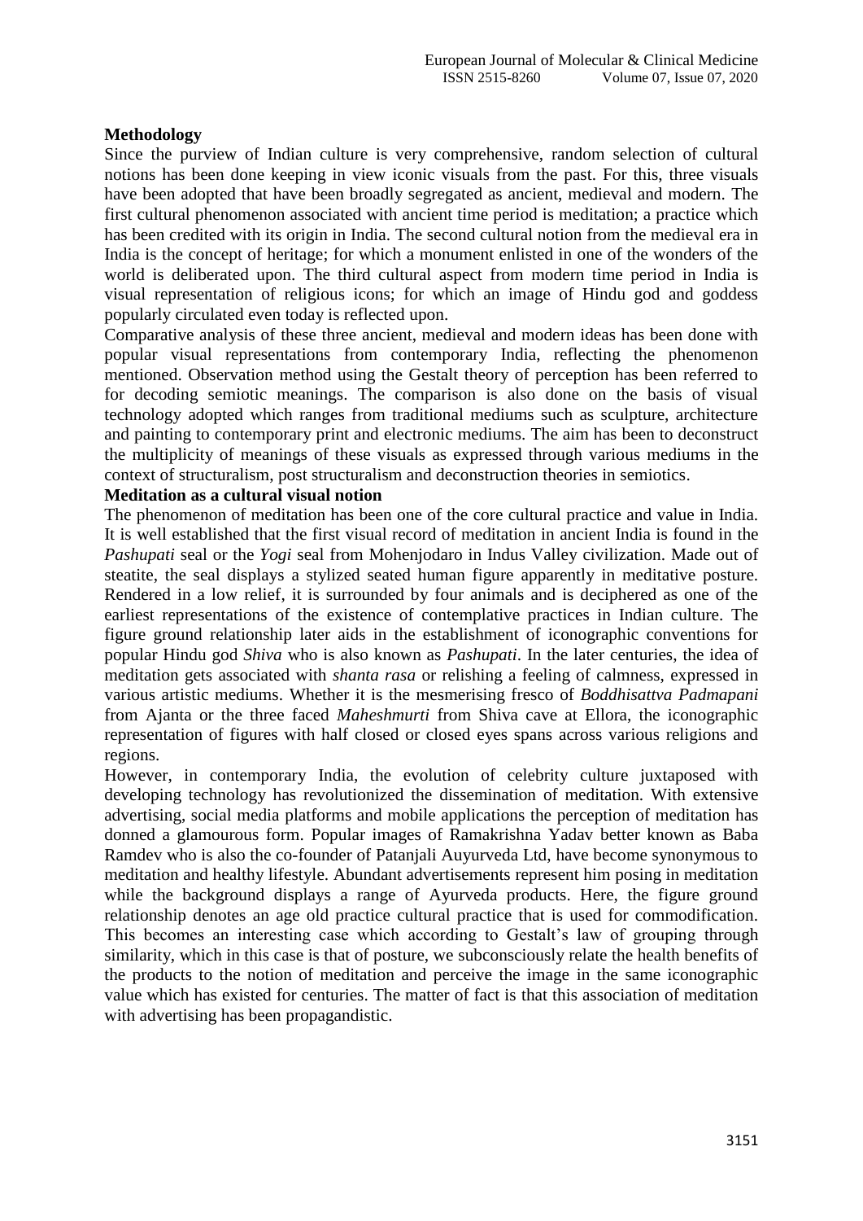**Methodology**

Since the purview of Indian culture is very comprehensive, random selection of cultural notions has been done keeping in view iconic visuals from the past. For this, three visuals have been adopted that have been broadly segregated as ancient, medieval and modern. The first cultural phenomenon associated with ancient time period is meditation; a practice which has been credited with its origin in India. The second cultural notion from the medieval era in India is the concept of heritage; for which a monument enlisted in one of the wonders of the world is deliberated upon. The third cultural aspect from modern time period in India is visual representation of religious icons; for which an image of Hindu god and goddess popularly circulated even today is reflected upon.

Comparative analysis of these three ancient, medieval and modern ideas has been done with popular visual representations from contemporary India, reflecting the phenomenon mentioned. Observation method using the Gestalt theory of perception has been referred to for decoding semiotic meanings. The comparison is also done on the basis of visual technology adopted which ranges from traditional mediums such as sculpture, architecture and painting to contemporary print and electronic mediums. The aim has been to deconstruct the multiplicity of meanings of these visuals as expressed through various mediums in the context of structuralism, post structuralism and deconstruction theories in semiotics.

**Meditation as a cultural visual notion**

The phenomenon of meditation has been one of the core cultural practice and value in India. It is well established that the first visual record of meditation in ancient India is found in the *Pashupati* seal or the *Yogi* seal from Mohenjodaro in Indus Valley civilization. Made out of steatite, the seal displays a stylized seated human figure apparently in meditative posture. Rendered in a low relief, it is surrounded by four animals and is deciphered as one of the earliest representations of the existence of contemplative practices in Indian culture. The figure ground relationship later aids in the establishment of iconographic conventions for popular Hindu god *Shiva* who is also known as *Pashupati*. In the later centuries, the idea of meditation gets associated with *shanta rasa* or relishing a feeling of calmness, expressed in various artistic mediums. Whether it is the mesmerising fresco of *Boddhisattva Padmapani* from Ajanta or the three faced *Maheshmurti* from Shiva cave at Ellora, the iconographic representation of figures with half closed or closed eyes spans across various religions and regions.

However, in contemporary India, the evolution of celebrity culture juxtaposed with developing technology has revolutionized the dissemination of meditation. With extensive advertising, social media platforms and mobile applications the perception of meditation has donned a glamourous form. Popular images of Ramakrishna Yadav better known as Baba Ramdev who is also the co-founder of Patanjali Auyurveda Ltd, have become synonymous to meditation and healthy lifestyle. Abundant advertisements represent him posing in meditation while the background displays a range of Ayurveda products. Here, the figure ground relationship denotes an age old practice cultural practice that is used for commodification. This becomes an interesting case which according to Gestalt's law of grouping through similarity, which in this case is that of posture, we subconsciously relate the health benefits of the products to the notion of meditation and perceive the image in the same iconographic value which has existed for centuries. The matter of fact is that this association of meditation with advertising has been propagandistic.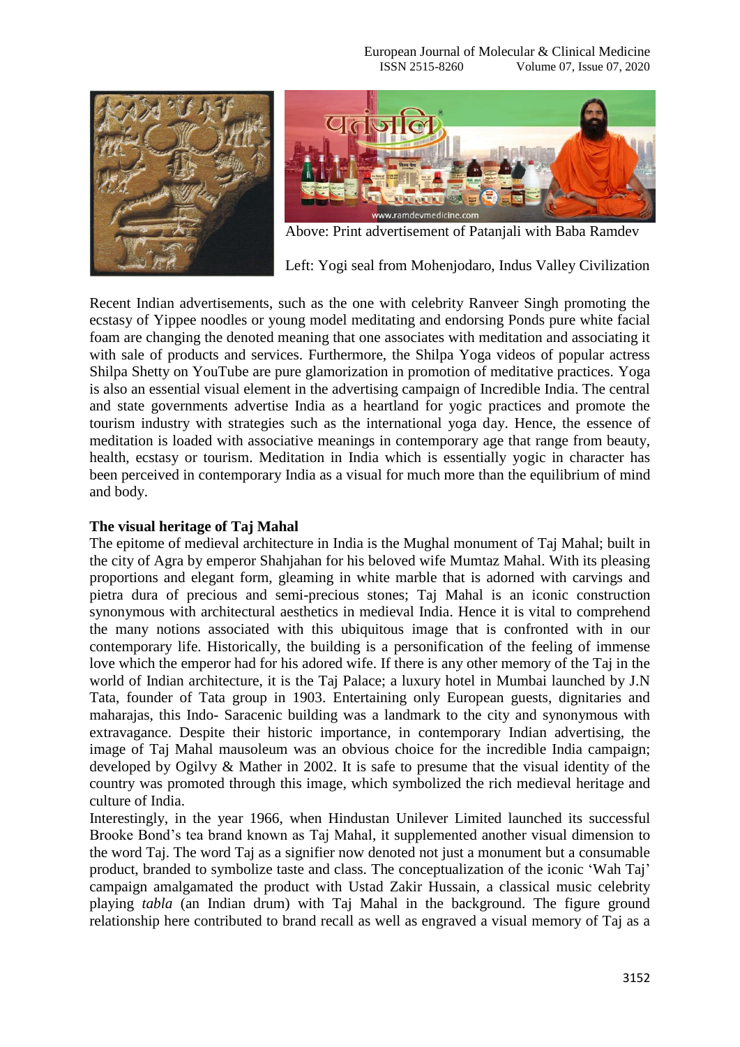Above: Print advertisement of Patanjali with Baba Ramdev

Left: Yogi seal from Mohenjodaro, Indus Valley Civilization

Recent Indian advertisements, such as the one with celebrity Ranveer Singh promoting the ecstasy of Yippee noodles or young model meditating and endorsing Ponds pure white facial foam are changing the denoted meaning that one associates with meditation and associating it with sale of products and services. Furthermore, the Shilpa Yoga videos of popular actress Shilpa Shetty on YouTube are pure glamorization in promotion of meditative practices. Yoga is also an essential visual element in the advertising campaign of Incredible India. The central and state governments advertise India as a heartland for yogic practices and promote the tourism industry with strategies such as the international yoga day. Hence, the essence of meditation is loaded with associative meanings in contemporary age that range from beauty, health, ecstasy or tourism. Meditation in India which is essentially yogic in character has been perceived in contemporary India as a visual for much more than the equilibrium of mind and body.

**The visual heritage of Taj Mahal**

The epitome of medieval architecture in India is the Mughal monument of Taj Mahal; built in the city of Agra by emperor Shahjahan for his beloved wife Mumtaz Mahal. With its pleasing proportions and elegant form, gleaming in white marble that is adorned with carvings and pietra dura of precious and semi-precious stones; Taj Mahal is an iconic construction synonymous with architectural aesthetics in medieval India. Hence it is vital to comprehend the many notions associated with this ubiquitous image that is confronted with in our contemporary life. Historically, the building is a personification of the feeling of immense love which the emperor had for his adored wife. If there is any other memory of the Taj in the world of Indian architecture, it is the Taj Palace; a luxury hotel in Mumbai launched by J.N Tata, founder of Tata group in 1903. Entertaining only European guests, dignitaries and maharajas, this Indo- Saracenic building was a landmark to the city and synonymous with extravagance. Despite their historic importance, in contemporary Indian advertising, the image of Taj Mahal mausoleum was an obvious choice for the incredible India campaign; developed by Ogilvy & Mather in 2002. It is safe to presume that the visual identity of the country was promoted through this image, which symbolized the rich medieval heritage and culture of India.

Interestingly, in the year 1966, when Hindustan Unilever Limited launched its successful Brooke Bond's tea brand known as Taj Mahal, it supplemented another visual dimension to the word Taj. The word Taj as a signifier now denoted not just a monument but a consumable product, branded to symbolize taste and class. The conceptualization of the iconic 'Wah Taj' campaign amalgamated the product with Ustad Zakir Hussain, a classical music celebrity playing *tabla* (an Indian drum) with Taj Mahal in the background. The figure ground relationship here contributed to brand recall as well as engraved a visual memory of Taj as a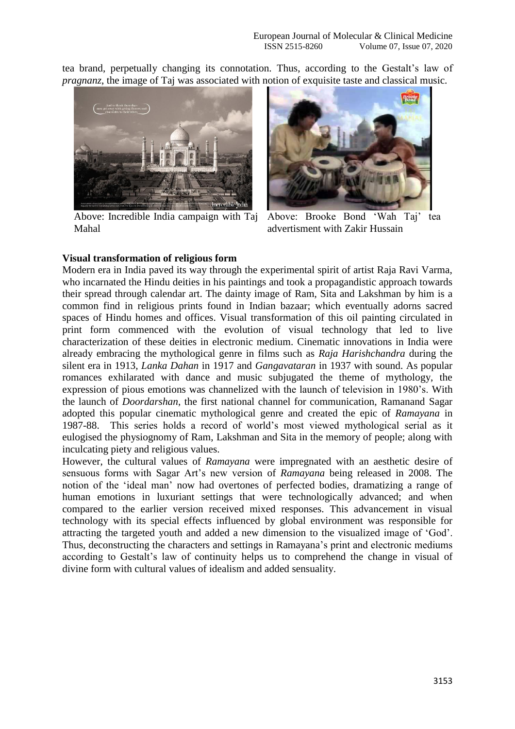tea brand, perpetually changing its connotation. Thus, according to the Gestalt's law of *pragnanz*, the image of Taj was associated with notion of exquisite taste and classical music.

Above: Incredible India campaign with Taj Mahal

Above: Brooke Bond 'Wah Taj' tea advertisment with Zakir Hussain

**Visual transformation of religious form**

Modern era in India paved its way through the experimental spirit of artist Raja Ravi Varma, who incarnated the Hindu deities in his paintings and took a propagandistic approach towards their spread through calendar art. The dainty image of Ram, Sita and Lakshman by him is a common find in religious prints found in Indian bazaar; which eventually adorns sacred spaces of Hindu homes and offices. Visual transformation of this oil painting circulated in print form commenced with the evolution of visual technology that led to live characterization of these deities in electronic medium. Cinematic innovations in India were already embracing the mythological genre in films such as *Raja Harishchandra* during the silent era in 1913, *Lanka Dahan* in 1917 and *Gangavataran* in 1937 with sound. As popular romances exhilarated with dance and music subjugated the theme of mythology, the expression of pious emotions was channelized with the launch of television in 1980's. With the launch of *Doordarshan*, the first national channel for communication, Ramanand Sagar adopted this popular cinematic mythological genre and created the epic of *Ramayana* in 1987-88. This series holds a record of world's most viewed mythological serial as it eulogised the physiognomy of Ram, Lakshman and Sita in the memory of people; along with inculcating piety and religious values.

However, the cultural values of *Ramayana* were impregnated with an aesthetic desire of sensuous forms with Sagar Art's new version of *Ramayana* being released in 2008. The notion of the 'ideal man' now had overtones of perfected bodies, dramatizing a range of human emotions in luxuriant settings that were technologically advanced; and when compared to the earlier version received mixed responses. This advancement in visual technology with its special effects influenced by global environment was responsible for attracting the targeted youth and added a new dimension to the visualized image of 'God'. Thus, deconstructing the characters and settings in Ramayana's print and electronic mediums according to Gestalt's law of continuity helps us to comprehend the change in visual of divine form with cultural values of idealism and added sensuality.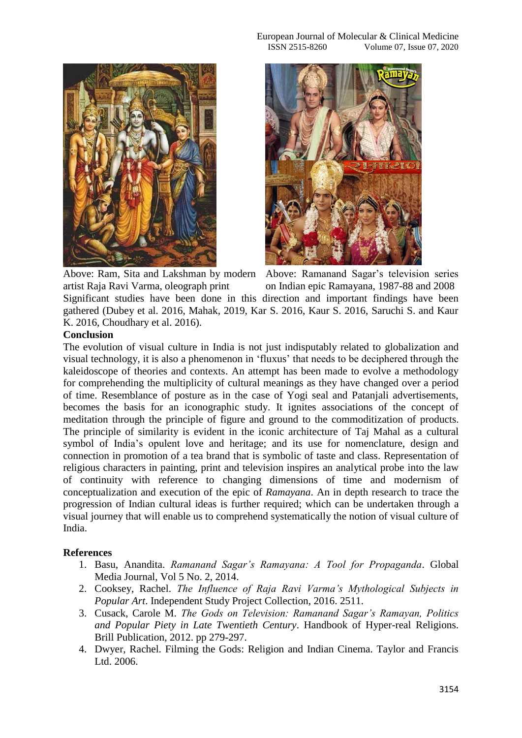Above: Ram, Sita and Lakshman by modern artist Raja Ravi Varma, oleograph print

Above: Ramanand Sagar's television series on Indian epic Ramayana, 1987-88 and 2008

Significant studies have been done in this direction and important findings have been gathered (Dubey et al. 2016, Mahak, 2019, Kar S. 2016, Kaur S. 2016, Saruchi S. and Kaur K. 2016, Choudhary et al. 2016).

**Conclusion**

The evolution of visual culture in India is not just indisputably related to globalization and visual technology, it is also a phenomenon in 'fluxus' that needs to be deciphered through the kaleidoscope of theories and contexts. An attempt has been made to evolve a methodology for comprehending the multiplicity of cultural meanings as they have changed over a period of time. Resemblance of posture as in the case of Yogi seal and Patanjali advertisements, becomes the basis for an iconographic study. It ignites associations of the concept of meditation through the principle of figure and ground to the commoditization of products. The principle of similarity is evident in the iconic architecture of Taj Mahal as a cultural symbol of India's opulent love and heritage; and its use for nomenclature, design and connection in promotion of a tea brand that is symbolic of taste and class. Representation of religious characters in painting, print and television inspires an analytical probe into the law of continuity with reference to changing dimensions of time and modernism of conceptualization and execution of the epic of *Ramayana*. An in depth research to trace the progression of Indian cultural ideas is further required; which can be undertaken through a visual journey that will enable us to comprehend systematically the notion of visual culture of India.

**References**

1. Basu, Anandita. *Ramanand Sagar's Ramayana: A Tool for Propaganda*. Global Media Journal, Vol 5 No. 2, 2014.
2. Cooksey, Rachel. *The Influence of Raja Ravi Varma's Mythological Subjects in Popular Art*. Independent Study Project Collection, 2016. 2511.
3. Cusack, Carole M. *The Gods on Television: Ramanand Sagar's Ramayan, Politics and Popular Piety in Late Twentieth Century*. Handbook of Hyper-real Religions. Brill Publication, 2012. pp 279-297.
4. Dwyer, Rachel. Filming the Gods: Religion and Indian Cinema. Taylor and Francis Ltd. 2006.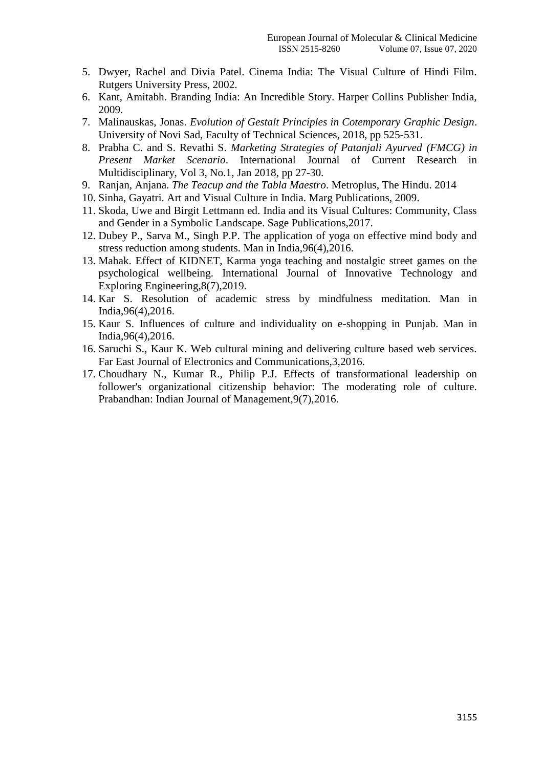5. Dwyer, Rachel and Divia Patel. Cinema India: The Visual Culture of Hindi Film. Rutgers University Press, 2002.
6. Kant, Amitabh. Branding India: An Incredible Story. Harper Collins Publisher India, 2009.
7. Malinauskas, Jonas. *Evolution of Gestalt Principles in Cotemporary Graphic Design*. University of Novi Sad, Faculty of Technical Sciences, 2018, pp 525-531.
8. Prabha C. and S. Revathi S. *Marketing Strategies of Patanjali Ayurved (FMCG) in Present Market Scenario*. International Journal of Current Research in Multidisciplinary, Vol 3, No.1, Jan 2018, pp 27-30.
9. Ranjan, Anjana. *The Teacup and the Tabla Maestro*. Metroplus, The Hindu. 2014
10. Sinha, Gayatri. Art and Visual Culture in India. Marg Publications, 2009.
11. Skoda, Uwe and Birgit Lettmann ed. India and its Visual Cultures: Community, Class and Gender in a Symbolic Landscape. Sage Publications,2017.
12. Dubey P., Sarva M., Singh P.P. The application of yoga on effective mind body and stress reduction among students. Man in India,96(4),2016.
13. Mahak. Effect of KIDNET, Karma yoga teaching and nostalgic street games on the psychological wellbeing. International Journal of Innovative Technology and Exploring Engineering,8(7),2019.
14. Kar S. Resolution of academic stress by mindfulness meditation. Man in India,96(4),2016.
15. Kaur S. Influences of culture and individuality on e-shopping in Punjab. Man in India,96(4),2016.
16. Saruchi S., Kaur K. Web cultural mining and delivering culture based web services. Far East Journal of Electronics and Communications,3,2016.
17. Choudhary N., Kumar R., Philip P.J. Effects of transformational leadership on follower's organizational citizenship behavior: The moderating role of culture. Prabandhan: Indian Journal of Management,9(7),2016.